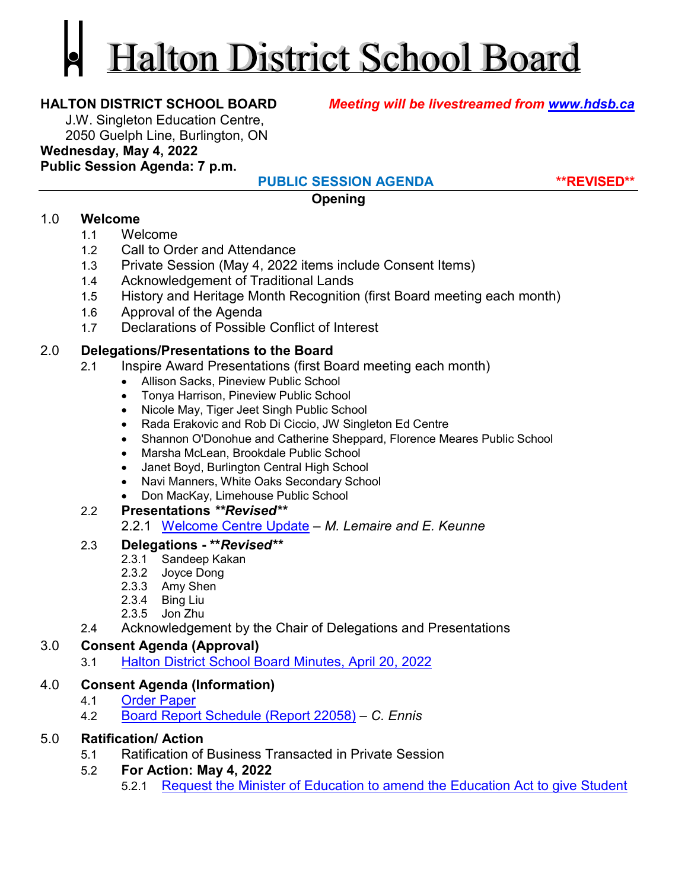# Halton District School Board

**HALTON DISTRICT SCHOOL BOARD** *Meeting will be livestreamed from [www.hdsb.ca](www.hdsb.ca)*

J.W. Singleton Education Centre,
2050 Guelph Line, Burlington, ON

**Wednesday, May 4, 2022**
**Public Session Agenda: 7 p.m.**

**PUBLIC SESSION AGENDA** **\*\*REVISED\*\***

**Opening**

## 1.0 Welcome

- 1.1 Welcome
- 1.2 Call to Order and Attendance
- 1.3 Private Session (May 4, 2022 items include Consent Items)
- 1.4 Acknowledgement of Traditional Lands
- 1.5 History and Heritage Month Recognition (first Board meeting each month)
- 1.6 Approval of the Agenda
- 1.7 Declarations of Possible Conflict of Interest

## 2.0 Delegations/Presentations to the Board

- 2.1 Inspire Award Presentations (first Board meeting each month)
  - Allison Sacks, Pineview Public School
  - Tonya Harrison, Pineview Public School
  - Nicole May, Tiger Jeet Singh Public School
  - Rada Erakovic and Rob Di Ciccio, JW Singleton Ed Centre
  - Shannon O'Donohue and Catherine Sheppard, Florence Meares Public School
  - Marsha McLean, Brookdale Public School
  - Janet Boyd, Burlington Central High School
  - Navi Manners, White Oaks Secondary School
  - Don MacKay, Limehouse Public School
- 2.2 **Presentations *\*\*Revised\*\****
  - 2.2.1 Welcome Centre Update – *M. Lemaire and E. Keunne*
- 2.3 **Delegations - \*\**Revised*\*\***
  - 2.3.1 Sandeep Kakan
  - 2.3.2 Joyce Dong
  - 2.3.3 Amy Shen
  - 2.3.4 Bing Liu
  - 2.3.5 Jon Zhu
- 2.4 Acknowledgement by the Chair of Delegations and Presentations

## 3.0 Consent Agenda (Approval)

- 3.1 Halton District School Board Minutes, April 20, 2022

## 4.0 Consent Agenda (Information)

- 4.1 Order Paper
- 4.2 Board Report Schedule (Report 22058) – *C. Ennis*

## 5.0 Ratification/ Action

- 5.1 Ratification of Business Transacted in Private Session
- 5.2 **For Action: May 4, 2022**
  - 5.2.1 Request the Minister of Education to amend the Education Act to give Student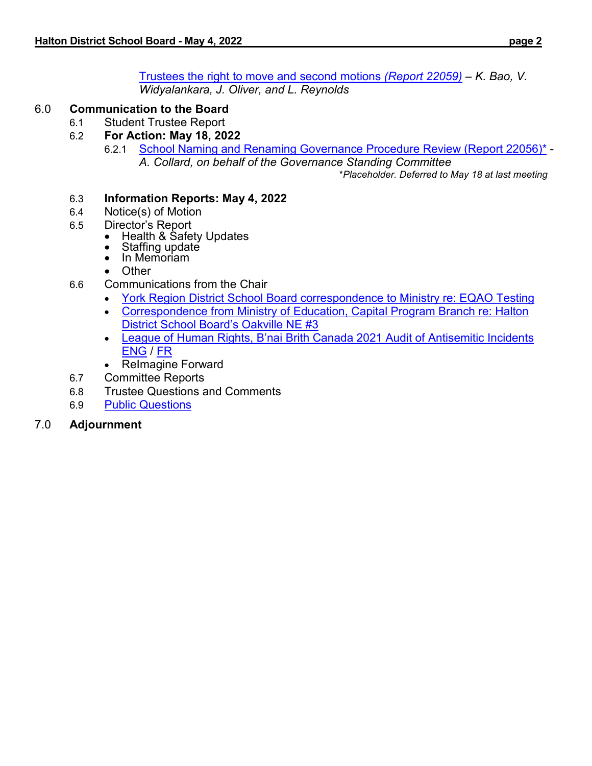Trustees the right to move and second motions *(Report 22059)* – *K. Bao, V. Widyalankara, J. Oliver, and L. Reynolds*

**6.0 Communication to the Board**

- 6.1 Student Trustee Report
- 6.2 **For Action: May 18, 2022**
  - 6.2.1 School Naming and Renaming Governance Procedure Review (Report 22056)* - *A. Collard, on behalf of the Governance Standing Committee*

    **Placeholder. Deferred to May 18 at last meeting*
- 6.3 **Information Reports: May 4, 2022**
- 6.4 Notice(s) of Motion
- 6.5 Director's Report
  - Health & Safety Updates
  - Staffing update
  - In Memoriam
  - Other
- 6.6 Communications from the Chair
  - York Region District School Board correspondence to Ministry re: EQAO Testing
  - Correspondence from Ministry of Education, Capital Program Branch re: Halton District School Board's Oakville NE #3
  - League of Human Rights, B'nai Brith Canada 2021 Audit of Antisemitic Incidents ENG / FR
  - ReImagine Forward
- 6.7 Committee Reports
- 6.8 Trustee Questions and Comments
- 6.9 Public Questions

**7.0 Adjournment**